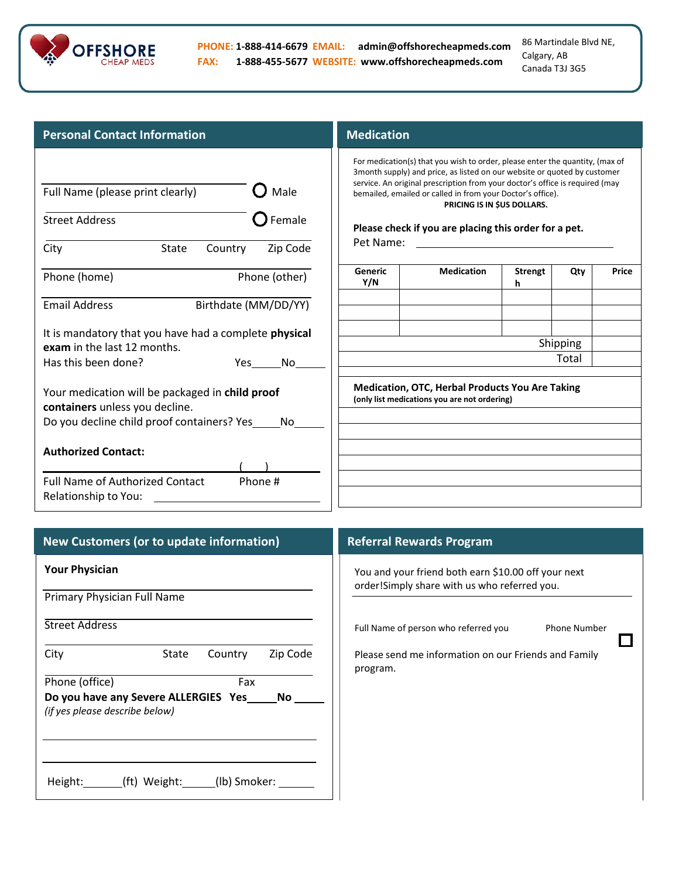OFFSHORE CHEAP MEDS

**PHONE:** 1-888-414-6679 **EMAIL:** admin@offshorecheapmeds.com
**FAX:** 1-888-455-5677 **WEBSITE:** www.offshorecheapmeds.com

86 Martindale Blvd NE,
Calgary, AB
Canada T3J 3G5

## Personal Contact Information

Full Name (please print clearly) ○ Male

Street Address ○ Female

City State Country Zip Code

Phone (home) Phone (other)

Email Address Birthdate (MM/DD/YY)

It is mandatory that you have had a complete **physical exam** in the last 12 months.
Has this been done? Yes_____No_____

Your medication will be packaged in **child proof containers** unless you decline.
Do you decline child proof containers? Yes_____No_____

**Authorized Contact:**

Full Name of Authorized Contact ( ) Phone #
Relationship to You: ______________________

## Medication

For medication(s) that you wish to order, please enter the quantity, (max of 3month supply) and price, as listed on our website or quoted by customer service. An original prescription from your doctor's office is required (may bemailed, emailed or called in from your Doctor's office).
**PRICING IS IN $US DOLLARS.**

**Please check if you are placing this order for a pet.**
Pet Name: ______________________

| Generic Y/N | Medication | Strength | Qty | Price |
|---|---|---|---|---|
| | | | | |
| | | | | |
| | | | | |
| | | Shipping | | |
| | | Total | | |

**Medication, OTC, Herbal Products You Are Taking**
**(only list medications you are not ordering)**

## New Customers (or to update information)

**Your Physician**

Primary Physician Full Name

Street Address

City State Country Zip Code

Phone (office) Fax

**Do you have any Severe ALLERGIES Yes_____No _____**
*(if yes please describe below)*

Height:_______(ft) Weight:______(lb) Smoker: ______

## Referral Rewards Program

You and your friend both earn $10.00 off your next order!Simply share with us who referred you.

Full Name of person who referred you Phone Number

☐ Please send me information on our Friends and Family program.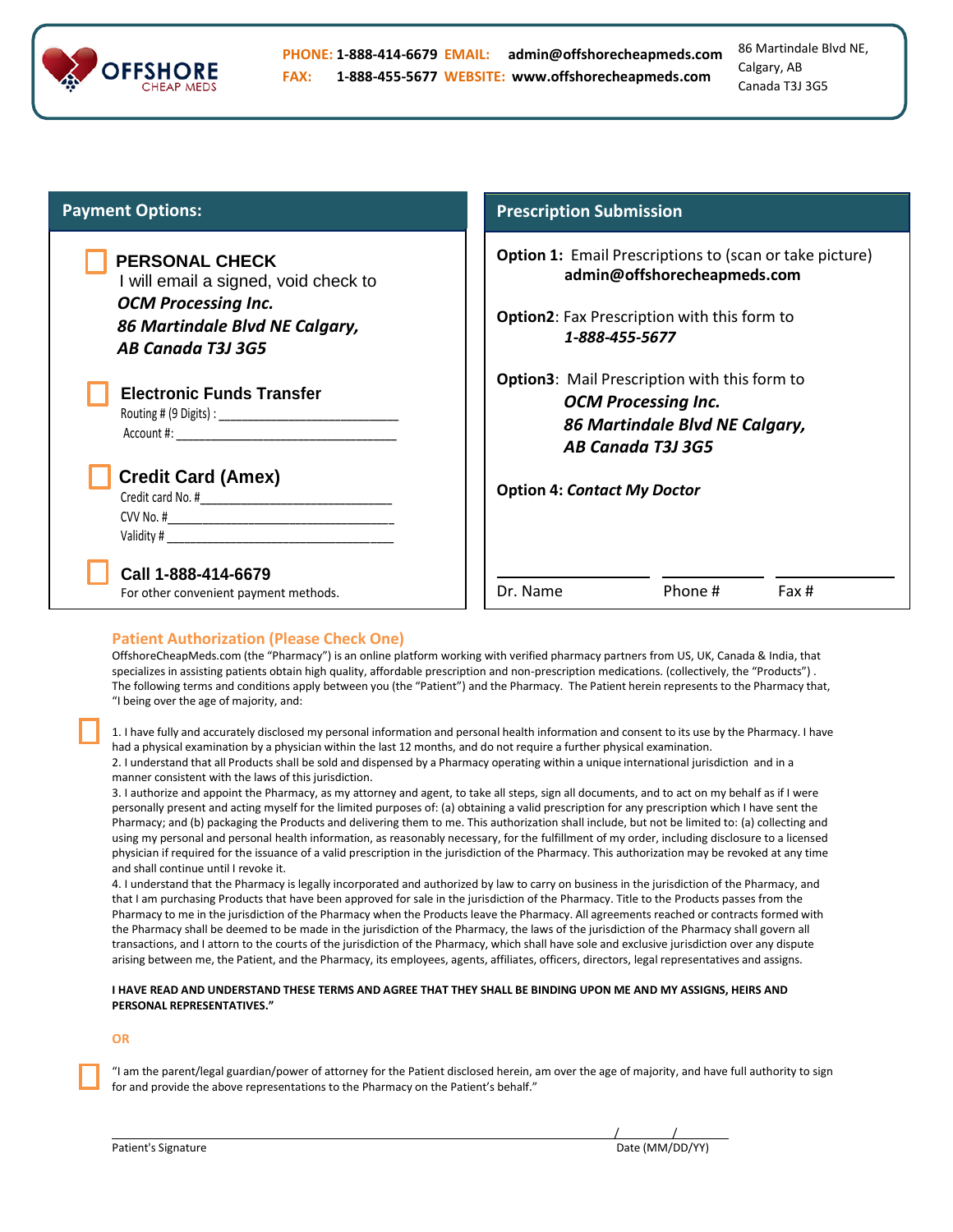OFFSHORE CHEAP MEDS

**PHONE:** 1-888-414-6679 **EMAIL:** admin@offshorecheapmeds.com
**FAX:** 1-888-455-5677 **WEBSITE:** www.offshorecheapmeds.com

86 Martindale Blvd NE,
Calgary, AB
Canada T3J 3G5

## Payment Options:

☐ **PERSONAL CHECK**
I will email a signed, void check to
***OCM Processing Inc.***
***86 Martindale Blvd NE Calgary,***
***AB Canada T3J 3G5***

☐ **Electronic Funds Transfer**
Routing # (9 Digits) : ___________________________
Account #: ___________________________________

☐ **Credit Card (Amex)**
Credit card No. #_____________________________
CVV No. #___________________________________
Validity # ___________________________________

☐ **Call 1-888-414-6679**
For other convenient payment methods.

## Prescription Submission

**Option 1:** Email Prescriptions to (scan or take picture)
**admin@offshorecheapmeds.com**

**Option2**: Fax Prescription with this form to
***1-888-455-5677***

**Option3**: Mail Prescription with this form to
***OCM Processing Inc.***
***86 Martindale Blvd NE Calgary,***
***AB Canada T3J 3G5***

**Option 4:** ***Contact My Doctor***

| Dr. Name | Phone # | Fax # |
|---|---|---|
| | | |

## Patient Authorization (Please Check One)

OffshoreCheapMeds.com (the "Pharmacy") is an online platform working with verified pharmacy partners from US, UK, Canada & India, that specializes in assisting patients obtain high quality, affordable prescription and non-prescription medications. (collectively, the "Products") . The following terms and conditions apply between you (the "Patient") and the Pharmacy. The Patient herein represents to the Pharmacy that, "I being over the age of majority, and:

☐

1. I have fully and accurately disclosed my personal information and personal health information and consent to its use by the Pharmacy. I have had a physical examination by a physician within the last 12 months, and do not require a further physical examination.
2. I understand that all Products shall be sold and dispensed by a Pharmacy operating within a unique international jurisdiction and in a manner consistent with the laws of this jurisdiction.
3. I authorize and appoint the Pharmacy, as my attorney and agent, to take all steps, sign all documents, and to act on my behalf as if I were personally present and acting myself for the limited purposes of: (a) obtaining a valid prescription for any prescription which I have sent the Pharmacy; and (b) packaging the Products and delivering them to me. This authorization shall include, but not be limited to: (a) collecting and using my personal and personal health information, as reasonably necessary, for the fulfillment of my order, including disclosure to a licensed physician if required for the issuance of a valid prescription in the jurisdiction of the Pharmacy. This authorization may be revoked at any time and shall continue until I revoke it.
4. I understand that the Pharmacy is legally incorporated and authorized by law to carry on business in the jurisdiction of the Pharmacy, and that I am purchasing Products that have been approved for sale in the jurisdiction of the Pharmacy. Title to the Products passes from the Pharmacy to me in the jurisdiction of the Pharmacy when the Products leave the Pharmacy. All agreements reached or contracts formed with the Pharmacy shall be deemed to be made in the jurisdiction of the Pharmacy, the laws of the jurisdiction of the Pharmacy shall govern all transactions, and I attorn to the courts of the jurisdiction of the Pharmacy, which shall have sole and exclusive jurisdiction over any dispute arising between me, the Patient, and the Pharmacy, its employees, agents, affiliates, officers, directors, legal representatives and assigns.

**I HAVE READ AND UNDERSTAND THESE TERMS AND AGREE THAT THEY SHALL BE BINDING UPON ME AND MY ASSIGNS, HEIRS AND PERSONAL REPRESENTATIVES."**

**OR**

☐ "I am the parent/legal guardian/power of attorney for the Patient disclosed herein, am over the age of majority, and have full authority to sign for and provide the above representations to the Pharmacy on the Patient's behalf."

Patient's Signature ______________________________ Date (MM/DD/YY) ____/____/____